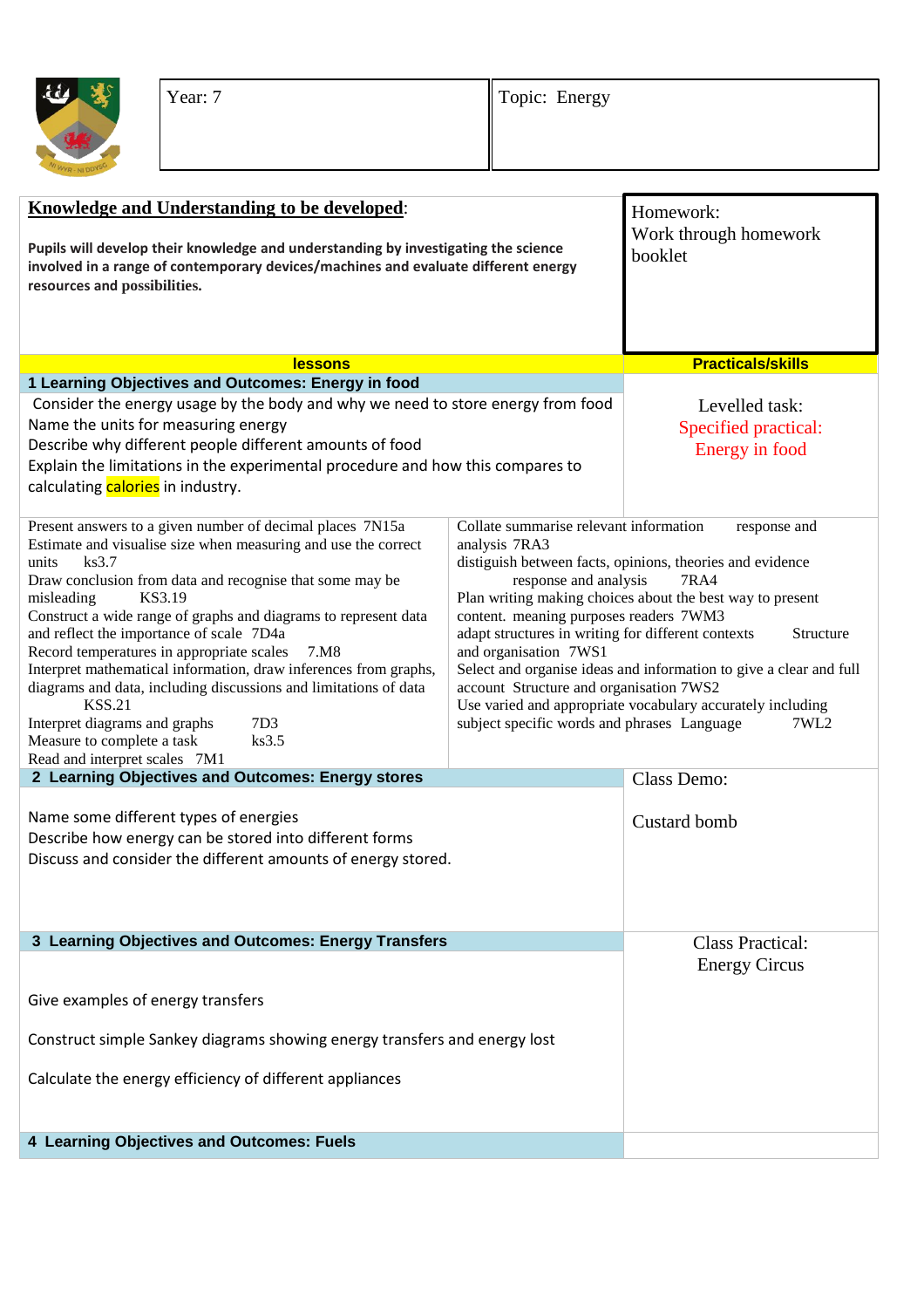| Year: 7 | Topic: Energy |
|---|---|

| **Knowledge and Understanding to be developed**: | Homework: |
|---|---|
| **Pupils will develop their knowledge and understanding by investigating the science involved in a range of contemporary devices/machines and evaluate different energy resources and possibilities.** | Work through homework booklet |

| **lessons** | **Practicals/skills** |
|---|---|
| **1 Learning Objectives and Outcomes: Energy in food** | |
| Consider the energy usage by the body and why we need to store energy from food<br>Name the units for measuring energy<br>Describe why different people different amounts of food<br>Explain the limitations in the experimental procedure and how this compares to calculating calories in industry. | Levelled task:<br>Specified practical:<br>Energy in food |
| Present answers to a given number of decimal places 7N15a<br>Estimate and visualise size when measuring and use the correct units ks3.7<br>Draw conclusion from data and recognise that some may be misleading KS3.19<br>Construct a wide range of graphs and diagrams to represent data and reflect the importance of scale 7D4a<br>Record temperatures in appropriate scales 7.M8<br>Interpret mathematical information, draw inferences from graphs, diagrams and data, including discussions and limitations of data KSS.21<br>Interpret diagrams and graphs 7D3<br>Measure to complete a task ks3.5<br>Read and interpret scales 7M1 | Collate summarise relevant information response and analysis 7RA3<br>distiguish between facts, opinions, theories and evidence response and analysis 7RA4<br>Plan writing making choices about the best way to present content. meaning purposes readers 7WM3<br>adapt structures in writing for different contexts Structure and organisation 7WS1<br>Select and organise ideas and information to give a clear and full account Structure and organisation 7WS2<br>Use varied and appropriate vocabulary accurately including subject specific words and phrases Language 7WL2 |
| **2 Learning Objectives and Outcomes: Energy stores** | Class Demo: |
| Name some different types of energies<br>Describe how energy can be stored into different forms<br>Discuss and consider the different amounts of energy stored. | Custard bomb |
| **3 Learning Objectives and Outcomes: Energy Transfers** | Class Practical:<br>Energy Circus |
| Give examples of energy transfers<br>Construct simple Sankey diagrams showing energy transfers and energy lost<br>Calculate the energy efficiency of different appliances | |
| **4 Learning Objectives and Outcomes: Fuels** | |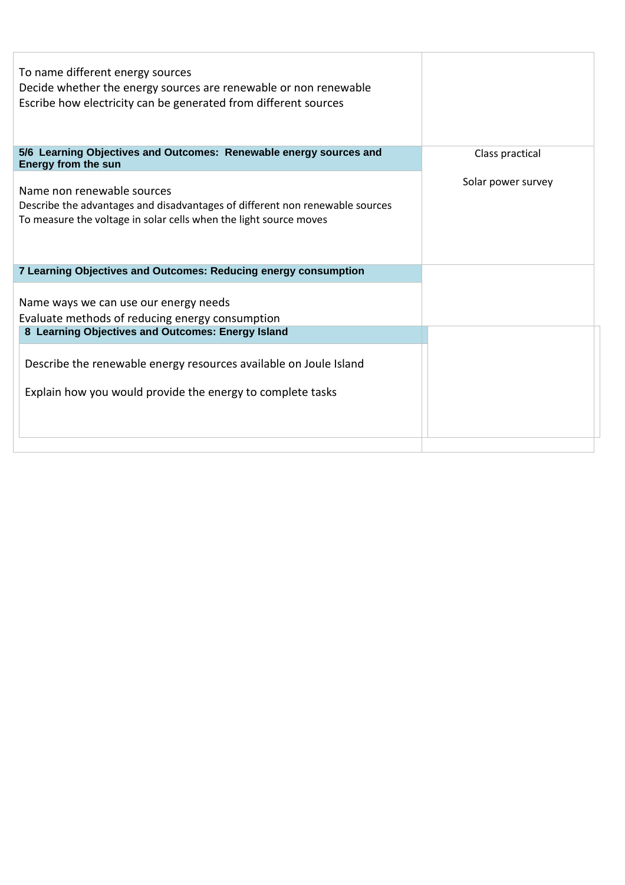| | |
|---|---|
| To name different energy sources<br>Decide whether the energy sources are renewable or non renewable<br>Escribe how electricity can be generated from different sources | |
| **5/6 Learning Objectives and Outcomes: Renewable energy sources and Energy from the sun** | Class practical |
| Name non renewable sources<br>Describe the advantages and disadvantages of different non renewable sources<br>To measure the voltage in solar cells when the light source moves | Solar power survey |
| **7 Learning Objectives and Outcomes: Reducing energy consumption** | |
| Name ways we can use our energy needs<br>Evaluate methods of reducing energy consumption | |
| **8 Learning Objectives and Outcomes: Energy Island** | |
| Describe the renewable energy resources available on Joule Island<br><br>Explain how you would provide the energy to complete tasks | |